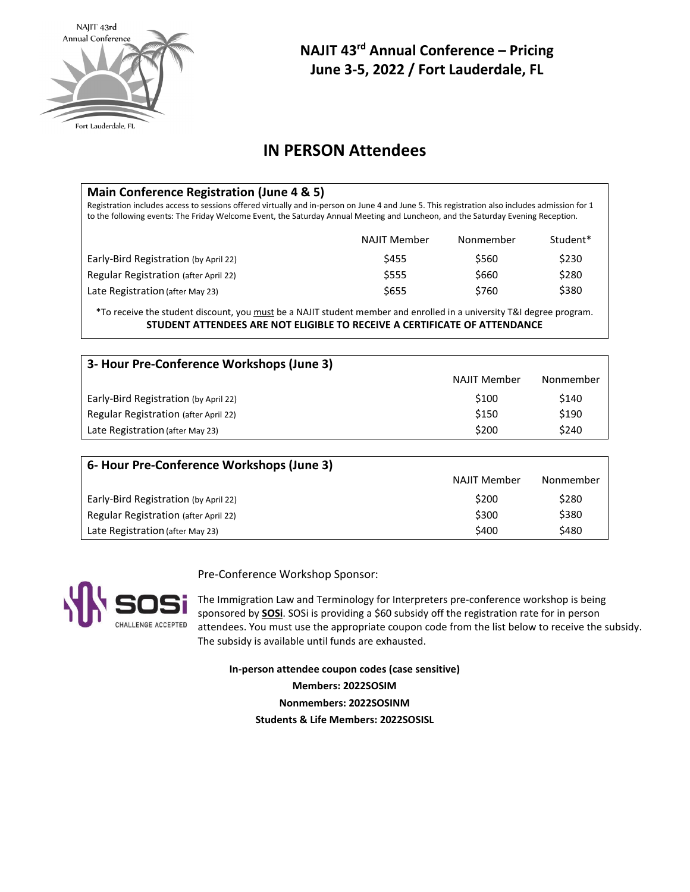NAJIT 43rd Annual Conference

Fort Lauderdale, FL

# NAJIT 43rd Annual Conference – Pricing
# June 3-5, 2022 / Fort Lauderdale, FL

## IN PERSON Attendees

### Main Conference Registration (June 4 & 5)

Registration includes access to sessions offered virtually and in-person on June 4 and June 5. This registration also includes admission for 1 to the following events: The Friday Welcome Event, the Saturday Annual Meeting and Luncheon, and the Saturday Evening Reception.

| | NAJIT Member | Nonmember | Student* |
|---|---|---|---|
| Early-Bird Registration (by April 22) | $455 | $560 | $230 |
| Regular Registration (after April 22) | $555 | $660 | $280 |
| Late Registration (after May 23) | $655 | $760 | $380 |

*To receive the student discount, you must be a NAJIT student member and enrolled in a university T&I degree program.

**STUDENT ATTENDEES ARE NOT ELIGIBLE TO RECEIVE A CERTIFICATE OF ATTENDANCE**

### 3- Hour Pre-Conference Workshops (June 3)

| | NAJIT Member | Nonmember |
|---|---|---|
| Early-Bird Registration (by April 22) | $100 | $140 |
| Regular Registration (after April 22) | $150 | $190 |
| Late Registration (after May 23) | $200 | $240 |

### 6- Hour Pre-Conference Workshops (June 3)

| | NAJIT Member | Nonmember |
|---|---|---|
| Early-Bird Registration (by April 22) | $200 | $280 |
| Regular Registration (after April 22) | $300 | $380 |
| Late Registration (after May 23) | $400 | $480 |

SOSi CHALLENGE ACCEPTED

Pre-Conference Workshop Sponsor:

The Immigration Law and Terminology for Interpreters pre-conference workshop is being sponsored by **SOSi**. SOSi is providing a $60 subsidy off the registration rate for in person attendees. You must use the appropriate coupon code from the list below to receive the subsidy. The subsidy is available until funds are exhausted.

**In-person attendee coupon codes (case sensitive)**

**Members: 2022SOSIM**

**Nonmembers: 2022SOSINM**

**Students & Life Members: 2022SOSISL**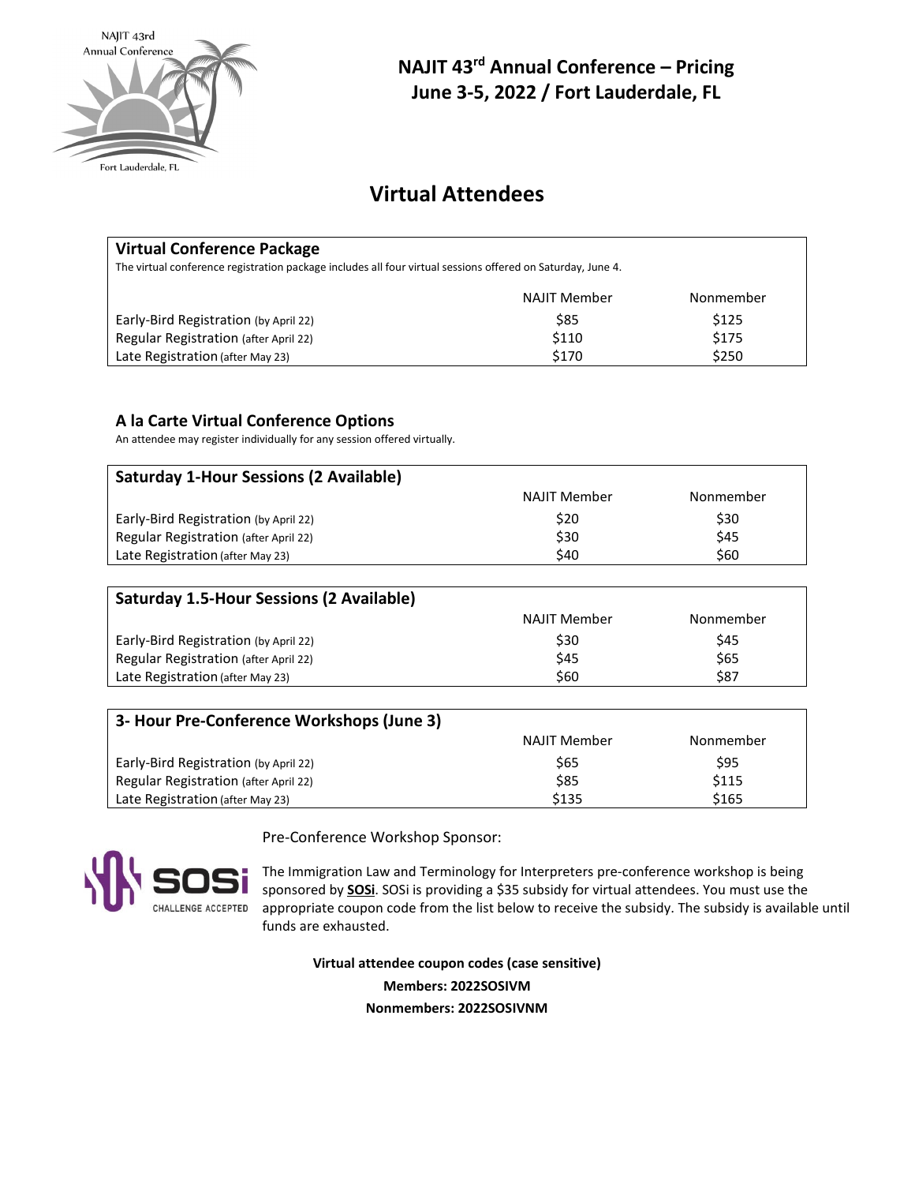# NAJIT 43rd Annual Conference – Pricing
## June 3-5, 2022 / Fort Lauderdale, FL

## Virtual Attendees

### Virtual Conference Package

The virtual conference registration package includes all four virtual sessions offered on Saturday, June 4.

| | NAJIT Member | Nonmember |
|---|---|---|
| Early-Bird Registration (by April 22) | $85 | $125 |
| Regular Registration (after April 22) | $110 | $175 |
| Late Registration (after May 23) | $170 | $250 |

### A la Carte Virtual Conference Options

An attendee may register individually for any session offered virtually.

**Saturday 1-Hour Sessions (2 Available)**

| | NAJIT Member | Nonmember |
|---|---|---|
| Early-Bird Registration (by April 22) | $20 | $30 |
| Regular Registration (after April 22) | $30 | $45 |
| Late Registration (after May 23) | $40 | $60 |

**Saturday 1.5-Hour Sessions (2 Available)**

| | NAJIT Member | Nonmember |
|---|---|---|
| Early-Bird Registration (by April 22) | $30 | $45 |
| Regular Registration (after April 22) | $45 | $65 |
| Late Registration (after May 23) | $60 | $87 |

**3- Hour Pre-Conference Workshops (June 3)**

| | NAJIT Member | Nonmember |
|---|---|---|
| Early-Bird Registration (by April 22) | $65 | $95 |
| Regular Registration (after April 22) | $85 | $115 |
| Late Registration (after May 23) | $135 | $165 |

Pre-Conference Workshop Sponsor:

SOSi CHALLENGE ACCEPTED

The Immigration Law and Terminology for Interpreters pre-conference workshop is being sponsored by **SOSi**. SOSi is providing a $35 subsidy for virtual attendees. You must use the appropriate coupon code from the list below to receive the subsidy. The subsidy is available until funds are exhausted.

**Virtual attendee coupon codes (case sensitive)**

**Members: 2022SOSIVM**

**Nonmembers: 2022SOSIVNM**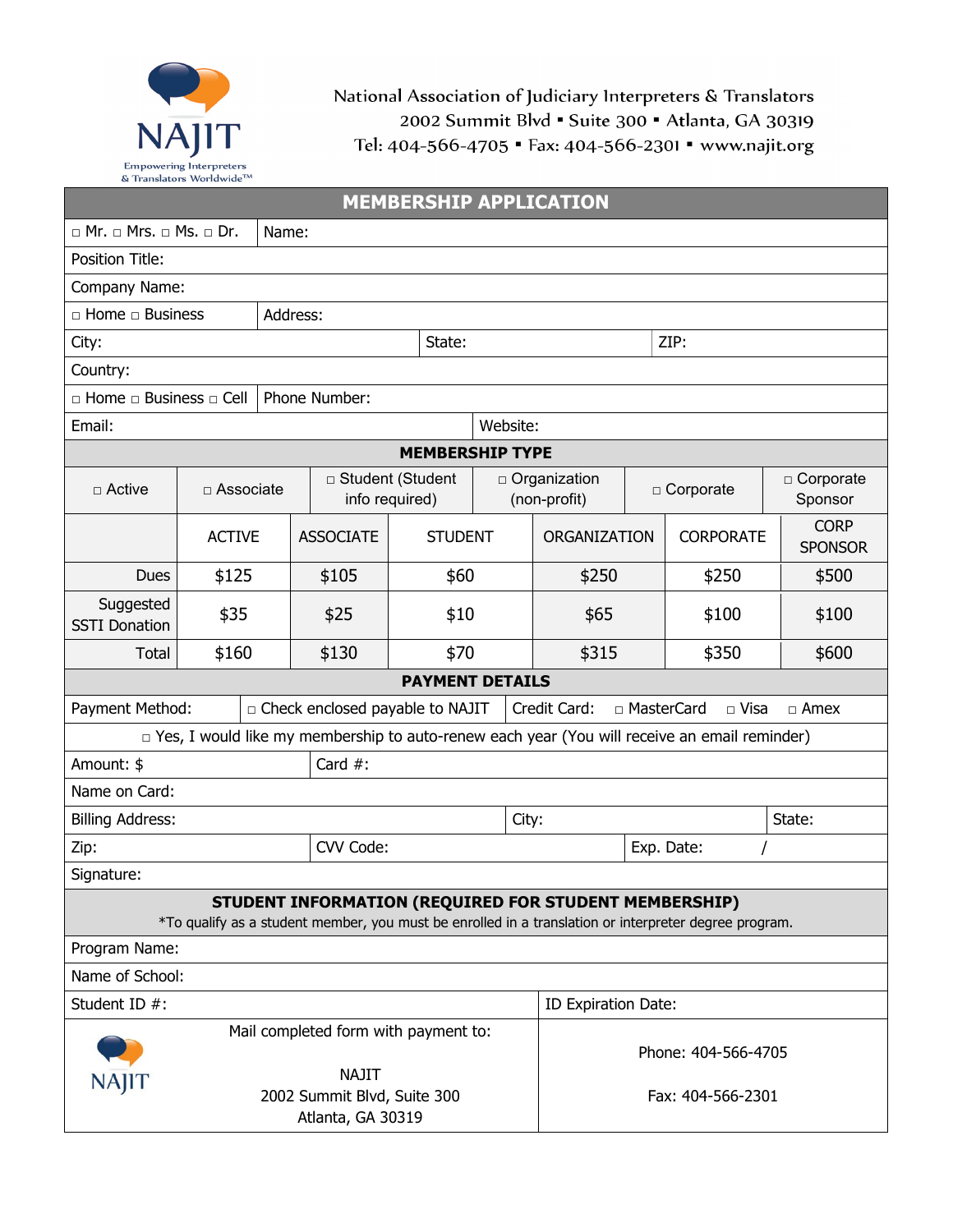NAJIT

Empowering Interpreters & Translators Worldwide™

National Association of Judiciary Interpreters & Translators
2002 Summit Blvd ▪ Suite 300 ▪ Atlanta, GA 30319
Tel: 404-566-4705 ▪ Fax: 404-566-2301 ▪ www.najit.org

## MEMBERSHIP APPLICATION

| | |
|---|---|
| □ Mr. □ Mrs. □ Ms. □ Dr. | Name: |
| Position Title: | |
| Company Name: | |
| □ Home □ Business | Address: |
| City: | State: ZIP: |
| Country: | |
| □ Home □ Business □ Cell | Phone Number: |
| Email: | Website: |

### MEMBERSHIP TYPE

| | | | | | |
|---|---|---|---|---|---|
| □ Active | □ Associate | □ Student (Student info required) | □ Organization (non-profit) | □ Corporate | □ Corporate Sponsor |

| | ACTIVE | ASSOCIATE | STUDENT | ORGANIZATION | CORPORATE | CORP SPONSOR |
|---|---|---|---|---|---|---|
| Dues | $125 | $105 | $60 | $250 | $250 | $500 |
| Suggested SSTI Donation | $35 | $25 | $10 | $65 | $100 | $100 |
| Total | $160 | $130 | $70 | $315 | $350 | $600 |

### PAYMENT DETAILS

| | | |
|---|---|---|
| Payment Method: | □ Check enclosed payable to NAJIT | Credit Card: □ MasterCard □ Visa □ Amex |

□ Yes, I would like my membership to auto-renew each year (You will receive an email reminder)

| | | |
|---|---|---|
| Amount: $ | Card #: | |
| Name on Card: | | |
| Billing Address: | City: | State: |
| Zip: | CVV Code: | Exp. Date: / |
| Signature: | | |

### STUDENT INFORMATION (REQUIRED FOR STUDENT MEMBERSHIP)

*To qualify as a student member, you must be enrolled in a translation or interpreter degree program.

| | |
|---|---|
| Program Name: | |
| Name of School: | |
| Student ID #: | ID Expiration Date: |

NAJIT

Mail completed form with payment to:

NAJIT
2002 Summit Blvd, Suite 300
Atlanta, GA 30319

Phone: 404-566-4705

Fax: 404-566-2301